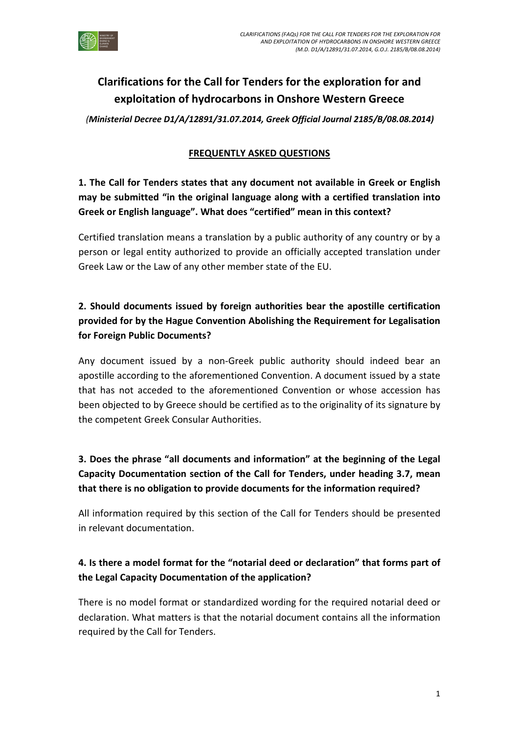# Clarifications for the Call for Tenders for the exploration for and exploitation of hydrocarbons in Onshore Western Greece

*(Ministerial Decree D1/A/12891/31.07.2014, Greek Official Journal 2185/B/08.08.2014)*

## FREQUENTLY ASKED QUESTIONS

**1. The Call for Tenders states that any document not available in Greek or English may be submitted "in the original language along with a certified translation into Greek or English language". What does "certified" mean in this context?**

Certified translation means a translation by a public authority of any country or by a person or legal entity authorized to provide an officially accepted translation under Greek Law or the Law of any other member state of the EU.

**2. Should documents issued by foreign authorities bear the apostille certification provided for by the Hague Convention Abolishing the Requirement for Legalisation for Foreign Public Documents?**

Any document issued by a non-Greek public authority should indeed bear an apostille according to the aforementioned Convention. A document issued by a state that has not acceded to the aforementioned Convention or whose accession has been objected to by Greece should be certified as to the originality of its signature by the competent Greek Consular Authorities.

**3. Does the phrase "all documents and information" at the beginning of the Legal Capacity Documentation section of the Call for Tenders, under heading 3.7, mean that there is no obligation to provide documents for the information required?**

All information required by this section of the Call for Tenders should be presented in relevant documentation.

**4. Is there a model format for the "notarial deed or declaration" that forms part of the Legal Capacity Documentation of the application?**

There is no model format or standardized wording for the required notarial deed or declaration. What matters is that the notarial document contains all the information required by the Call for Tenders.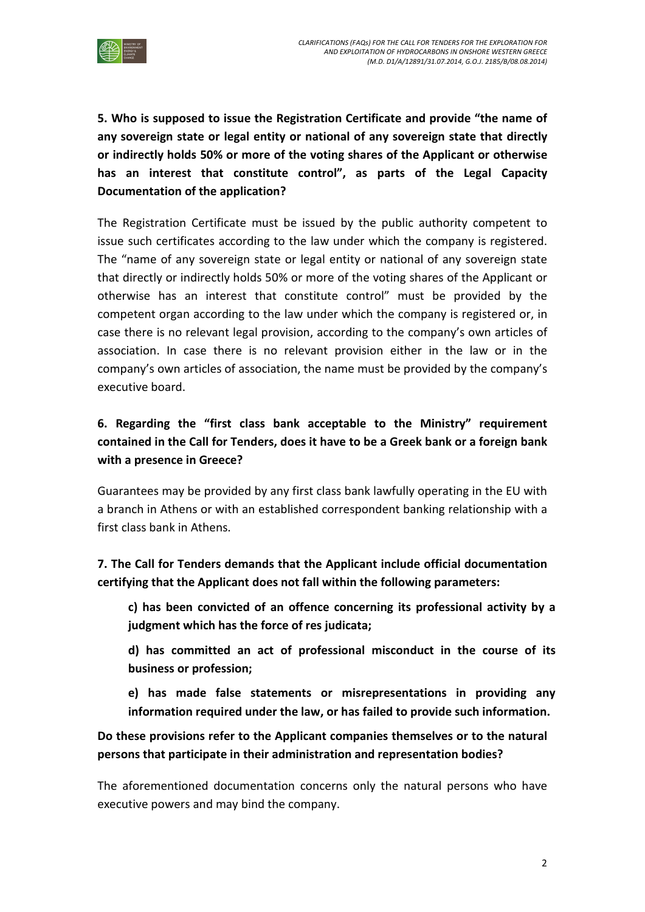**5. Who is supposed to issue the Registration Certificate and provide "the name of any sovereign state or legal entity or national of any sovereign state that directly or indirectly holds 50% or more of the voting shares of the Applicant or otherwise has an interest that constitute control", as parts of the Legal Capacity Documentation of the application?**

The Registration Certificate must be issued by the public authority competent to issue such certificates according to the law under which the company is registered. The "name of any sovereign state or legal entity or national of any sovereign state that directly or indirectly holds 50% or more of the voting shares of the Applicant or otherwise has an interest that constitute control" must be provided by the competent organ according to the law under which the company is registered or, in case there is no relevant legal provision, according to the company's own articles of association. In case there is no relevant provision either in the law or in the company's own articles of association, the name must be provided by the company's executive board.

**6. Regarding the "first class bank acceptable to the Ministry" requirement contained in the Call for Tenders, does it have to be a Greek bank or a foreign bank with a presence in Greece?**

Guarantees may be provided by any first class bank lawfully operating in the EU with a branch in Athens or with an established correspondent banking relationship with a first class bank in Athens.

**7. The Call for Tenders demands that the Applicant include official documentation certifying that the Applicant does not fall within the following parameters:**

> **c) has been convicted of an offence concerning its professional activity by a judgment which has the force of res judicata;**
>
> **d) has committed an act of professional misconduct in the course of its business or profession;**
>
> **e) has made false statements or misrepresentations in providing any information required under the law, or has failed to provide such information.**

**Do these provisions refer to the Applicant companies themselves or to the natural persons that participate in their administration and representation bodies?**

The aforementioned documentation concerns only the natural persons who have executive powers and may bind the company.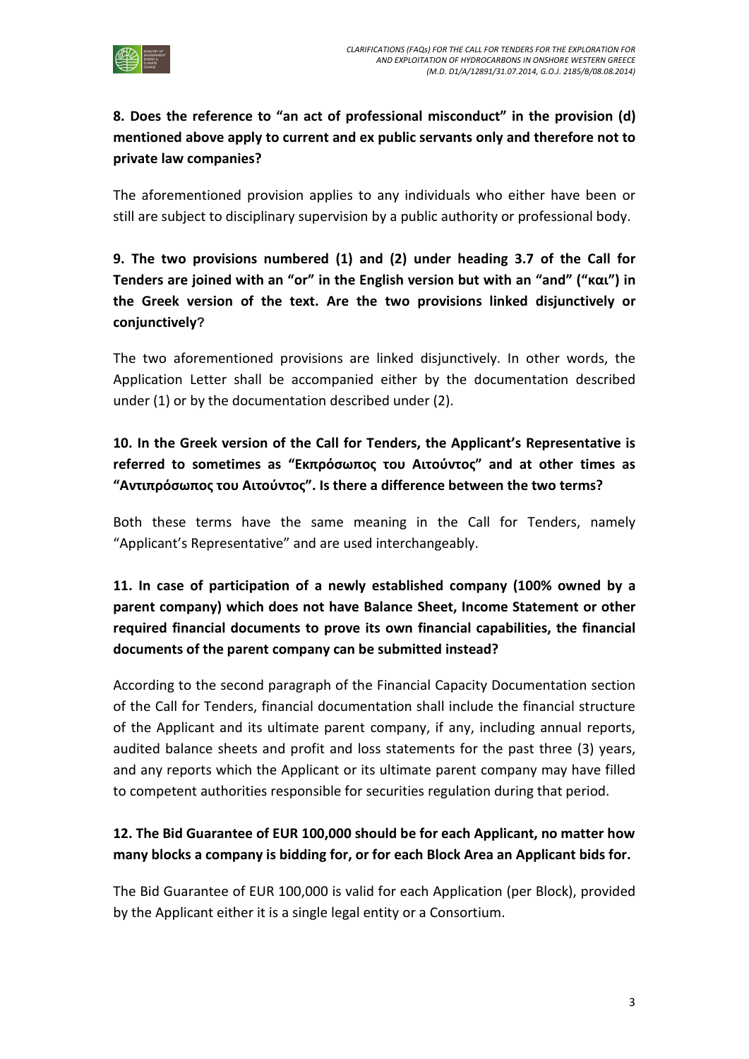**8. Does the reference to "an act of professional misconduct" in the provision (d) mentioned above apply to current and ex public servants only and therefore not to private law companies?**

The aforementioned provision applies to any individuals who either have been or still are subject to disciplinary supervision by a public authority or professional body.

**9. The two provisions numbered (1) and (2) under heading 3.7 of the Call for Tenders are joined with an "or" in the English version but with an "and" ("και") in the Greek version of the text. Are the two provisions linked disjunctively or conjunctively?**

The two aforementioned provisions are linked disjunctively. In other words, the Application Letter shall be accompanied either by the documentation described under (1) or by the documentation described under (2).

**10. In the Greek version of the Call for Tenders, the Applicant's Representative is referred to sometimes as "Εκπρόσωπος του Αιτούντος" and at other times as "Αντιπρόσωπος του Αιτούντος". Is there a difference between the two terms?**

Both these terms have the same meaning in the Call for Tenders, namely "Applicant's Representative" and are used interchangeably.

**11. In case of participation of a newly established company (100% owned by a parent company) which does not have Balance Sheet, Income Statement or other required financial documents to prove its own financial capabilities, the financial documents of the parent company can be submitted instead?**

According to the second paragraph of the Financial Capacity Documentation section of the Call for Tenders, financial documentation shall include the financial structure of the Applicant and its ultimate parent company, if any, including annual reports, audited balance sheets and profit and loss statements for the past three (3) years, and any reports which the Applicant or its ultimate parent company may have filled to competent authorities responsible for securities regulation during that period.

**12. The Bid Guarantee of EUR 100,000 should be for each Applicant, no matter how many blocks a company is bidding for, or for each Block Area an Applicant bids for.**

The Bid Guarantee of EUR 100,000 is valid for each Application (per Block), provided by the Applicant either it is a single legal entity or a Consortium.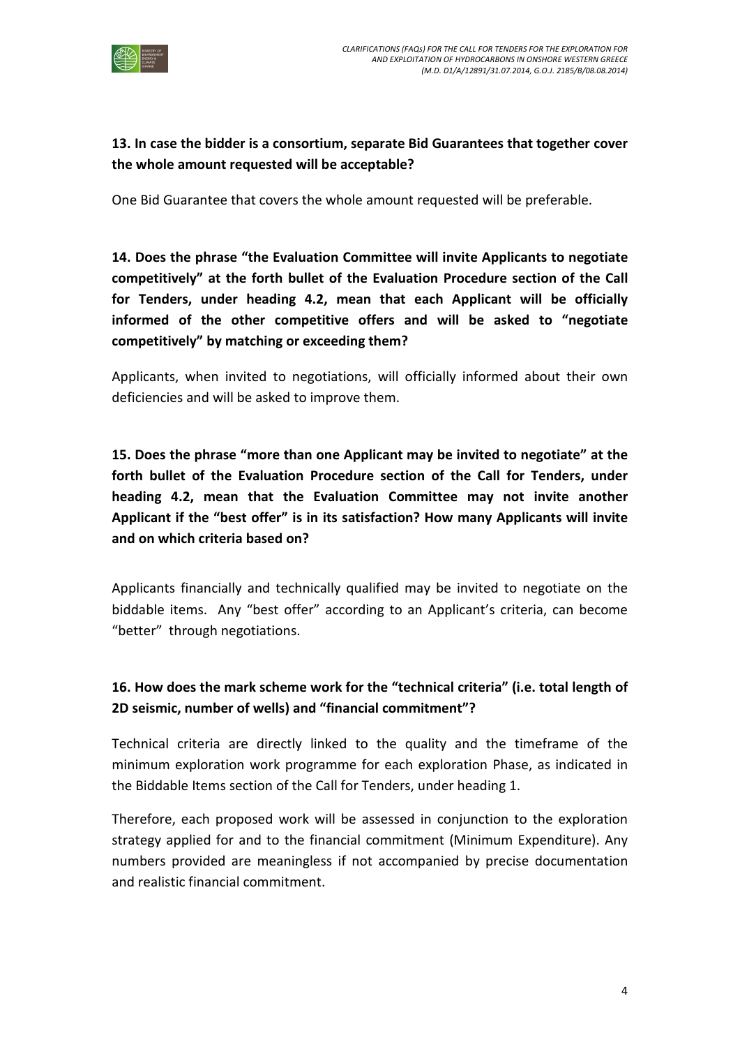**13. In case the bidder is a consortium, separate Bid Guarantees that together cover the whole amount requested will be acceptable?**

One Bid Guarantee that covers the whole amount requested will be preferable.

**14. Does the phrase "the Evaluation Committee will invite Applicants to negotiate competitively" at the forth bullet of the Evaluation Procedure section of the Call for Tenders, under heading 4.2, mean that each Applicant will be officially informed of the other competitive offers and will be asked to "negotiate competitively" by matching or exceeding them?**

Applicants, when invited to negotiations, will officially informed about their own deficiencies and will be asked to improve them.

**15. Does the phrase "more than one Applicant may be invited to negotiate" at the forth bullet of the Evaluation Procedure section of the Call for Tenders, under heading 4.2, mean that the Evaluation Committee may not invite another Applicant if the "best offer" is in its satisfaction? How many Applicants will invite and on which criteria based on?**

Applicants financially and technically qualified may be invited to negotiate on the biddable items. Any "best offer" according to an Applicant's criteria, can become "better" through negotiations.

**16. How does the mark scheme work for the "technical criteria" (i.e. total length of 2D seismic, number of wells) and "financial commitment"?**

Technical criteria are directly linked to the quality and the timeframe of the minimum exploration work programme for each exploration Phase, as indicated in the Biddable Items section of the Call for Tenders, under heading 1.

Therefore, each proposed work will be assessed in conjunction to the exploration strategy applied for and to the financial commitment (Minimum Expenditure). Any numbers provided are meaningless if not accompanied by precise documentation and realistic financial commitment.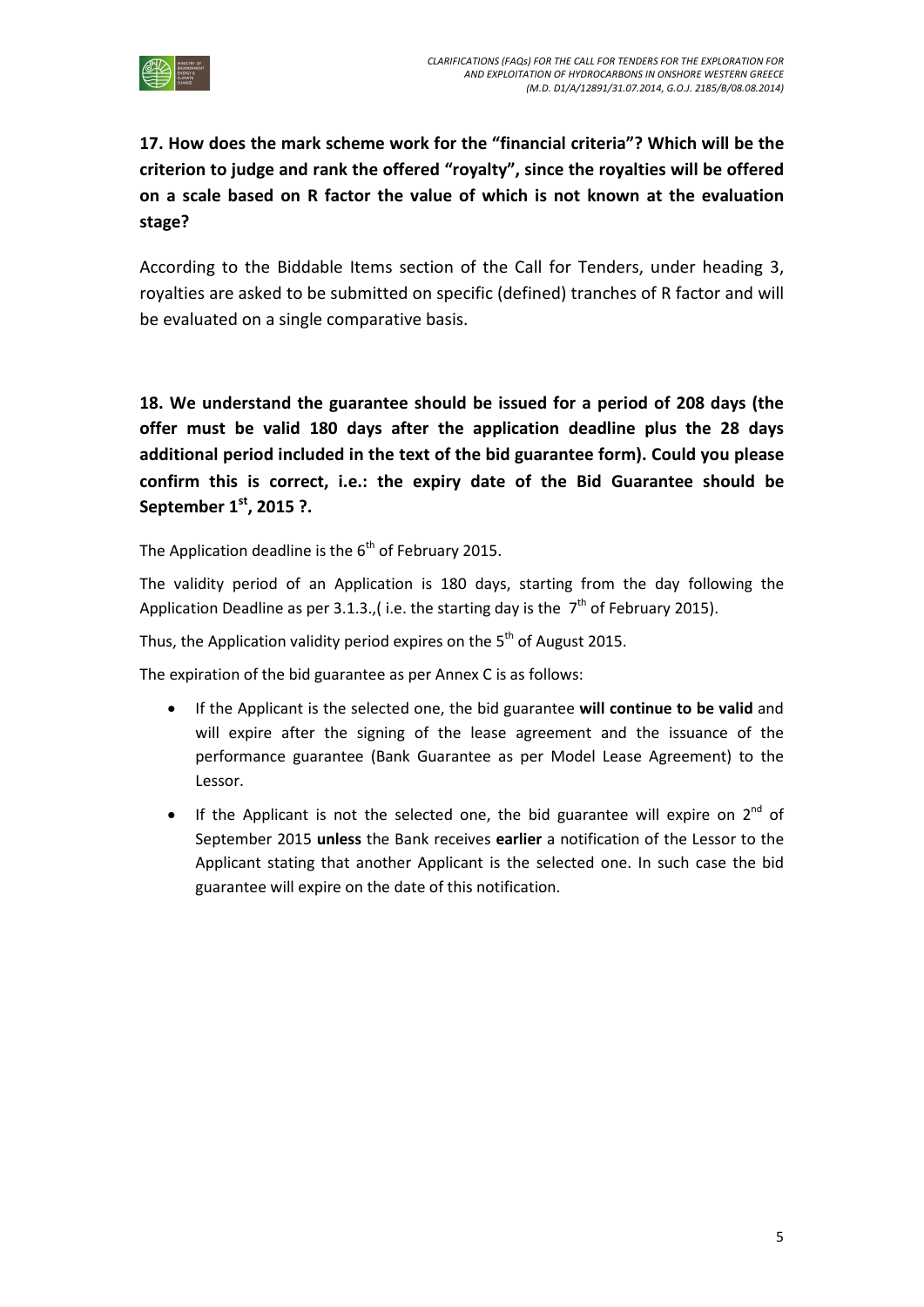**17. How does the mark scheme work for the "financial criteria"? Which will be the criterion to judge and rank the offered "royalty", since the royalties will be offered on a scale based on R factor the value of which is not known at the evaluation stage?**

According to the Biddable Items section of the Call for Tenders, under heading 3, royalties are asked to be submitted on specific (defined) tranches of R factor and will be evaluated on a single comparative basis.

**18. We understand the guarantee should be issued for a period of 208 days (the offer must be valid 180 days after the application deadline plus the 28 days additional period included in the text of the bid guarantee form). Could you please confirm this is correct, i.e.: the expiry date of the Bid Guarantee should be September 1st, 2015 ?.**

The Application deadline is the 6th of February 2015.

The validity period of an Application is 180 days, starting from the day following the Application Deadline as per 3.1.3.,( i.e. the starting day is the 7th of February 2015).

Thus, the Application validity period expires on the 5th of August 2015.

The expiration of the bid guarantee as per Annex C is as follows:

- If the Applicant is the selected one, the bid guarantee **will continue to be valid** and will expire after the signing of the lease agreement and the issuance of the performance guarantee (Bank Guarantee as per Model Lease Agreement) to the Lessor.
- If the Applicant is not the selected one, the bid guarantee will expire on 2nd of September 2015 **unless** the Bank receives **earlier** a notification of the Lessor to the Applicant stating that another Applicant is the selected one. In such case the bid guarantee will expire on the date of this notification.